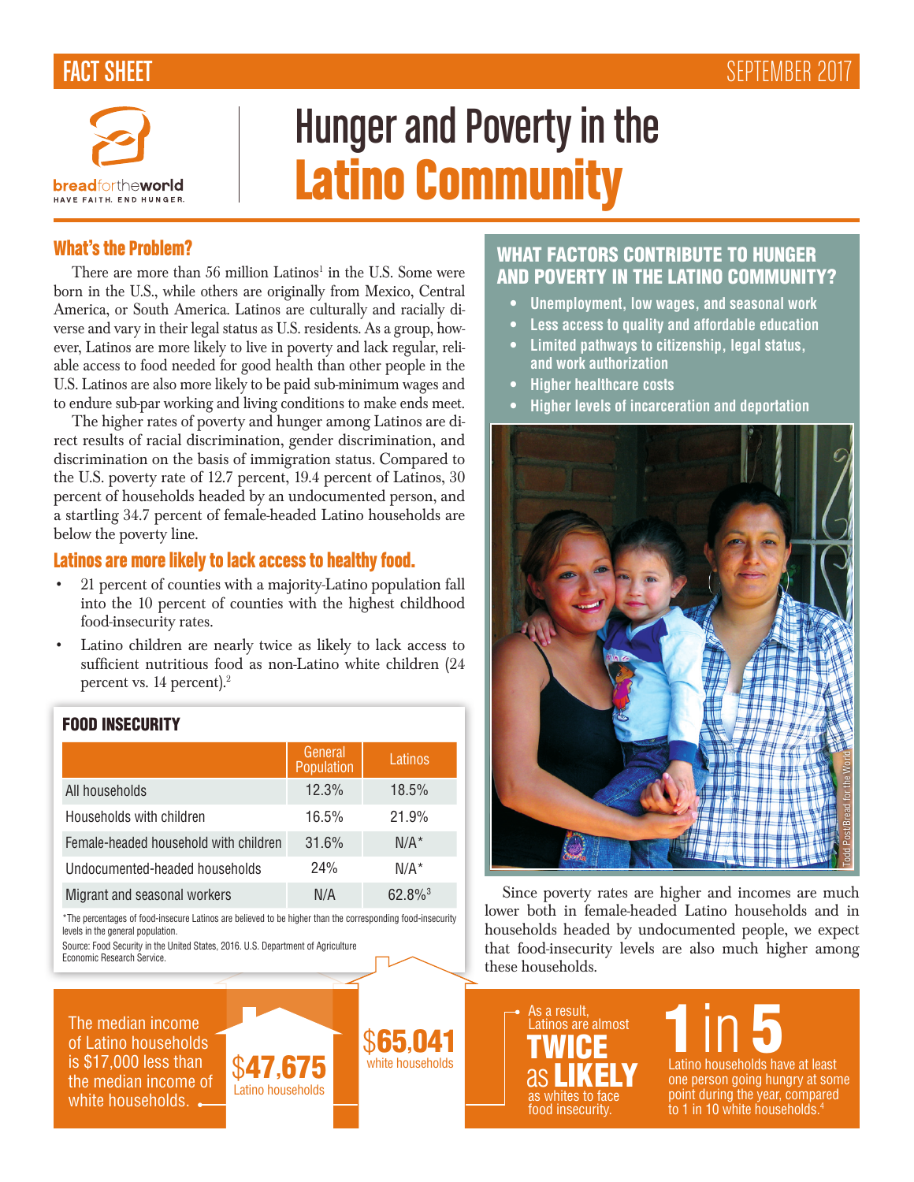FACT SHEET — SEPTEMBER 2017

breadfortheworld
HAVE FAITH. END HUNGER.

# Hunger and Poverty in the Latino Community

## What's the Problem?

There are more than 56 million Latinos[1] in the U.S. Some were born in the U.S., while others are originally from Mexico, Central America, or South America. Latinos are culturally and racially diverse and vary in their legal status as U.S. residents. As a group, however, Latinos are more likely to live in poverty and lack regular, reliable access to food needed for good health than other people in the U.S. Latinos are also more likely to be paid sub-minimum wages and to endure sub-par working and living conditions to make ends meet.

The higher rates of poverty and hunger among Latinos are direct results of racial discrimination, gender discrimination, and discrimination on the basis of immigration status. Compared to the U.S. poverty rate of 12.7 percent, 19.4 percent of Latinos, 30 percent of households headed by an undocumented person, and a startling 34.7 percent of female-headed Latino households are below the poverty line.

### Latinos are more likely to lack access to healthy food.

- 21 percent of counties with a majority-Latino population fall into the 10 percent of counties with the highest childhood food-insecurity rates.
- Latino children are nearly twice as likely to lack access to sufficient nutritious food as non-Latino white children (24 percent vs. 14 percent).[2]

### FOOD INSECURITY

| | General Population | Latinos |
|---|---|---|
| All households | 12.3% | 18.5% |
| Households with children | 16.5% | 21.9% |
| Female-headed household with children | 31.6% | N/A* |
| Undocumented-headed households | 24% | N/A* |
| Migrant and seasonal workers | N/A | 62.8%[3] |

*The percentages of food-insecure Latinos are believed to be higher than the corresponding food-insecurity levels in the general population.

Source: Food Security in the United States, 2016. U.S. Department of Agriculture Economic Research Service.

## WHAT FACTORS CONTRIBUTE TO HUNGER AND POVERTY IN THE LATINO COMMUNITY?

- Unemployment, low wages, and seasonal work
- Less access to quality and affordable education
- Limited pathways to citizenship, legal status, and work authorization
- Higher healthcare costs
- Higher levels of incarceration and deportation

Todd Post/Bread for the World

Since poverty rates are higher and incomes are much lower both in female-headed Latino households and in households headed by undocumented people, we expect that food-insecurity levels are also much higher among these households.

The median income of Latino households is $17,000 less than the median income of white households.

**$47,675** Latino households

**$65,041** white households

As a result, Latinos are almost **TWICE as LIKELY** as whites to face food insecurity.

**1 in 5** Latino households have at least one person going hungry at some point during the year, compared to 1 in 10 white households.[4]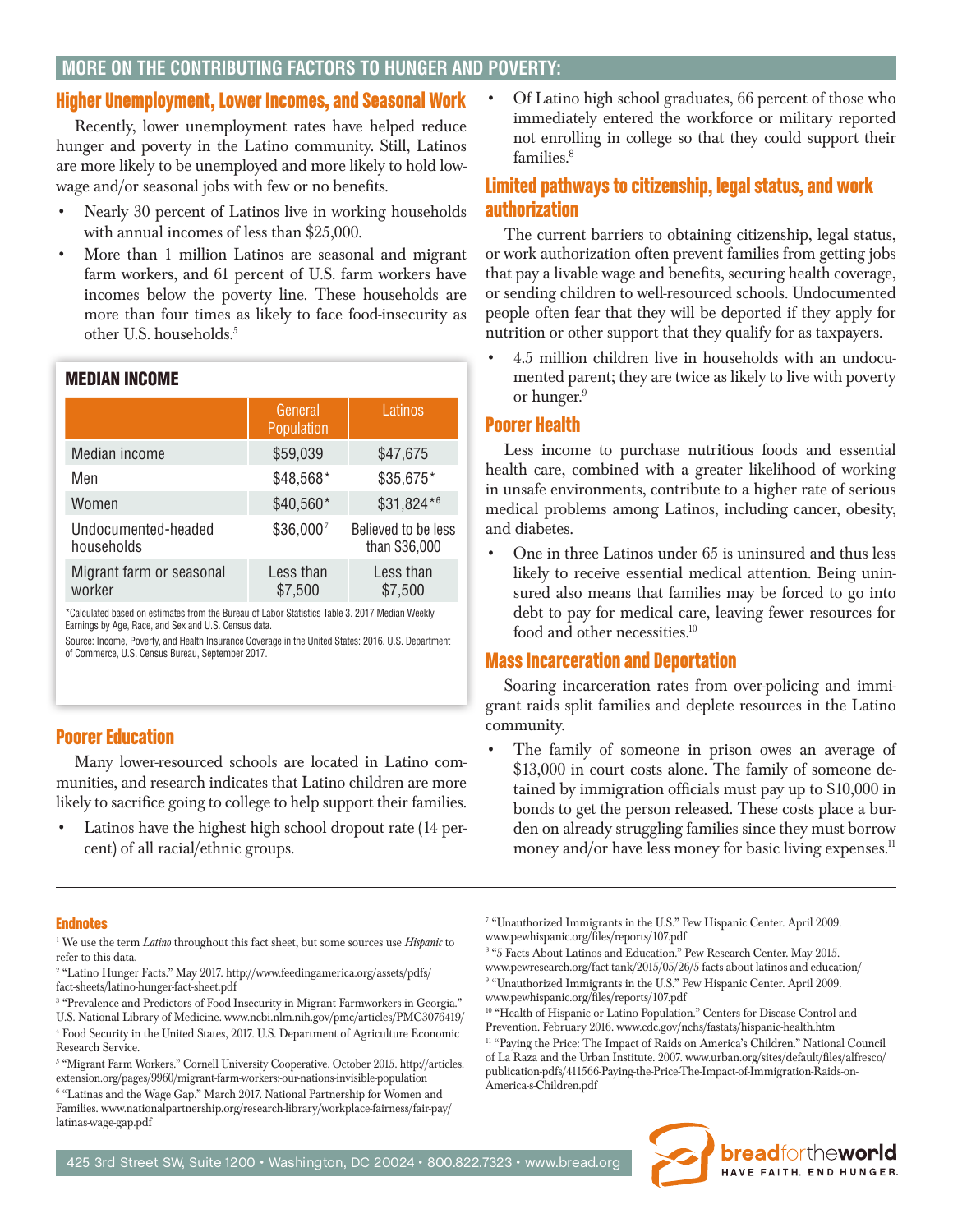## MORE ON THE CONTRIBUTING FACTORS TO HUNGER AND POVERTY:

### Higher Unemployment, Lower Incomes, and Seasonal Work

Recently, lower unemployment rates have helped reduce hunger and poverty in the Latino community. Still, Latinos are more likely to be unemployed and more likely to hold low-wage and/or seasonal jobs with few or no benefits.

- Nearly 30 percent of Latinos live in working households with annual incomes of less than $25,000.
- More than 1 million Latinos are seasonal and migrant farm workers, and 61 percent of U.S. farm workers have incomes below the poverty line. These households are more than four times as likely to face food-insecurity as other U.S. households.[5]

#### MEDIAN INCOME

| | General Population | Latinos |
|---|---|---|
| Median income | $59,039 | $47,675 |
| Men | $48,568* | $35,675* |
| Women | $40,560* | $31,824*[6] |
| Undocumented-headed households | $36,000[7] | Believed to be less than $36,000 |
| Migrant farm or seasonal worker | Less than $7,500 | Less than $7,500 |

*Calculated based on estimates from the Bureau of Labor Statistics Table 3. 2017 Median Weekly Earnings by Age, Race, and Sex and U.S. Census data.

Source: Income, Poverty, and Health Insurance Coverage in the United States: 2016. U.S. Department of Commerce, U.S. Census Bureau, September 2017.

### Poorer Education

Many lower-resourced schools are located in Latino communities, and research indicates that Latino children are more likely to sacrifice going to college to help support their families.

- Latinos have the highest high school dropout rate (14 percent) of all racial/ethnic groups.
- Of Latino high school graduates, 66 percent of those who immediately entered the workforce or military reported not enrolling in college so that they could support their families.[8]

### Limited pathways to citizenship, legal status, and work authorization

The current barriers to obtaining citizenship, legal status, or work authorization often prevent families from getting jobs that pay a livable wage and benefits, securing health coverage, or sending children to well-resourced schools. Undocumented people often fear that they will be deported if they apply for nutrition or other support that they qualify for as taxpayers.

- 4.5 million children live in households with an undocumented parent; they are twice as likely to live with poverty or hunger.[9]

### Poorer Health

Less income to purchase nutritious foods and essential health care, combined with a greater likelihood of working in unsafe environments, contribute to a higher rate of serious medical problems among Latinos, including cancer, obesity, and diabetes.

- One in three Latinos under 65 is uninsured and thus less likely to receive essential medical attention. Being uninsured also means that families may be forced to go into debt to pay for medical care, leaving fewer resources for food and other necessities.[10]

### Mass Incarceration and Deportation

Soaring incarceration rates from over-policing and immigrant raids split families and deplete resources in the Latino community.

- The family of someone in prison owes an average of $13,000 in court costs alone. The family of someone detained by immigration officials must pay up to $10,000 in bonds to get the person released. These costs place a burden on already struggling families since they must borrow money and/or have less money for basic living expenses.[11]

---

#### Endnotes

[1] We use the term *Latino* throughout this fact sheet, but some sources use *Hispanic* to refer to this data.

[2] "Latino Hunger Facts." May 2017. http://www.feedingamerica.org/assets/pdfs/fact-sheets/latino-hunger-fact-sheet.pdf

[3] "Prevalence and Predictors of Food-Insecurity in Migrant Farmworkers in Georgia." U.S. National Library of Medicine. www.ncbi.nlm.nih.gov/pmc/articles/PMC3076419/

[4] Food Security in the United States, 2017. U.S. Department of Agriculture Economic Research Service.

[5] "Migrant Farm Workers." Cornell University Cooperative. October 2015. http://articles.extension.org/pages/9960/migrant-farm-workers:-our-nations-invisible-population

[6] "Latinas and the Wage Gap." March 2017. National Partnership for Women and Families. www.nationalpartnership.org/research-library/workplace-fairness/fair-pay/latinas-wage-gap.pdf

[7] "Unauthorized Immigrants in the U.S." Pew Hispanic Center. April 2009. www.pewhispanic.org/files/reports/107.pdf

[8] "5 Facts About Latinos and Education." Pew Research Center. May 2015. www.pewresearch.org/fact-tank/2015/05/26/5-facts-about-latinos-and-education/

[9] "Unauthorized Immigrants in the U.S." Pew Hispanic Center. April 2009. www.pewhispanic.org/files/reports/107.pdf

[10] "Health of Hispanic or Latino Population." Centers for Disease Control and Prevention. February 2016. www.cdc.gov/nchs/fastats/hispanic-health.htm

[11] "Paying the Price: The Impact of Raids on America's Children." National Council of La Raza and the Urban Institute. 2007. www.urban.org/sites/default/files/alfresco/publication-pdfs/411566-Paying-the-Price-The-Impact-of-Immigration-Raids-on-America-s-Children.pdf

425 3rd Street SW, Suite 1200 • Washington, DC 20024 • 800.822.7323 • www.bread.org

breadfortheworld
HAVE FAITH. END HUNGER.